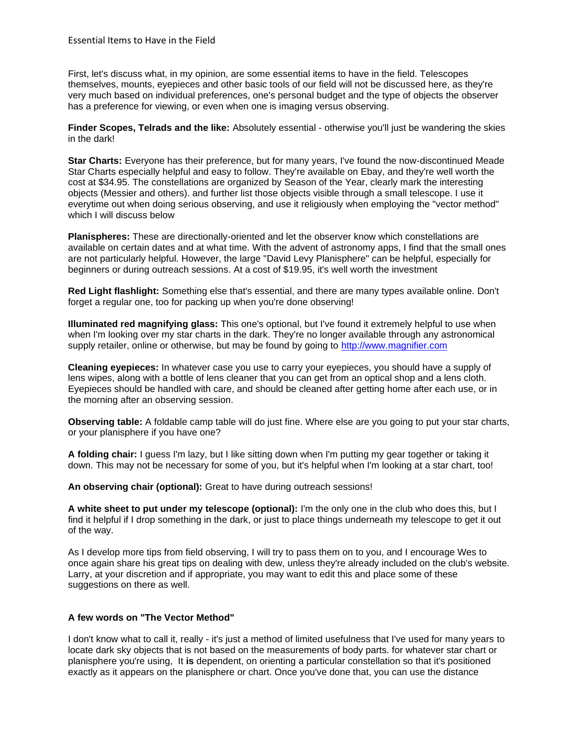# Essential Items to Have in the Field

First, let's discuss what, in my opinion, are some essential items to have in the field. Telescopes themselves, mounts, eyepieces and other basic tools of our field will not be discussed here, as they're very much based on individual preferences, one's personal budget and the type of objects the observer has a preference for viewing, or even when one is imaging versus observing.

**Finder Scopes, Telrads and the like:** Absolutely essential - otherwise you'll just be wandering the skies in the dark!

**Star Charts:** Everyone has their preference, but for many years, I've found the now-discontinued Meade Star Charts especially helpful and easy to follow. They're available on Ebay, and they're well worth the cost at $34.95. The constellations are organized by Season of the Year, clearly mark the interesting objects (Messier and others). and further list those objects visible through a small telescope. I use it everytime out when doing serious observing, and use it religiously when employing the "vector method" which I will discuss below

**Planispheres:** These are directionally-oriented and let the observer know which constellations are available on certain dates and at what time. With the advent of astronomy apps, I find that the small ones are not particularly helpful. However, the large "David Levy Planisphere" can be helpful, especially for beginners or during outreach sessions. At a cost of $19.95, it's well worth the investment

**Red Light flashlight:** Something else that's essential, and there are many types available online. Don't forget a regular one, too for packing up when you're done observing!

**Illuminated red magnifying glass:** This one's optional, but I've found it extremely helpful to use when when I'm looking over my star charts in the dark. They're no longer available through any astronomical supply retailer, online or otherwise, but may be found by going to [http://www.magnifier.com](http://www.magnifier.com)

**Cleaning eyepieces:** In whatever case you use to carry your eyepieces, you should have a supply of lens wipes, along with a bottle of lens cleaner that you can get from an optical shop and a lens cloth. Eyepieces should be handled with care, and should be cleaned after getting home after each use, or in the morning after an observing session.

**Observing table:** A foldable camp table will do just fine. Where else are you going to put your star charts, or your planisphere if you have one?

**A folding chair:** I guess I'm lazy, but I like sitting down when I'm putting my gear together or taking it down. This may not be necessary for some of you, but it's helpful when I'm looking at a star chart, too!

**An observing chair (optional):** Great to have during outreach sessions!

**A white sheet to put under my telescope (optional):** I'm the only one in the club who does this, but I find it helpful if I drop something in the dark, or just to place things underneath my telescope to get it out of the way.

As I develop more tips from field observing, I will try to pass them on to you, and I encourage Wes to once again share his great tips on dealing with dew, unless they're already included on the club's website. Larry, at your discretion and if appropriate, you may want to edit this and place some of these suggestions on there as well.

**A few words on "The Vector Method"**

I don't know what to call it, really - it's just a method of limited usefulness that I've used for many years to locate dark sky objects that is not based on the measurements of body parts. for whatever star chart or planisphere you're using, It **is** dependent, on orienting a particular constellation so that it's positioned exactly as it appears on the planisphere or chart. Once you've done that, you can use the distance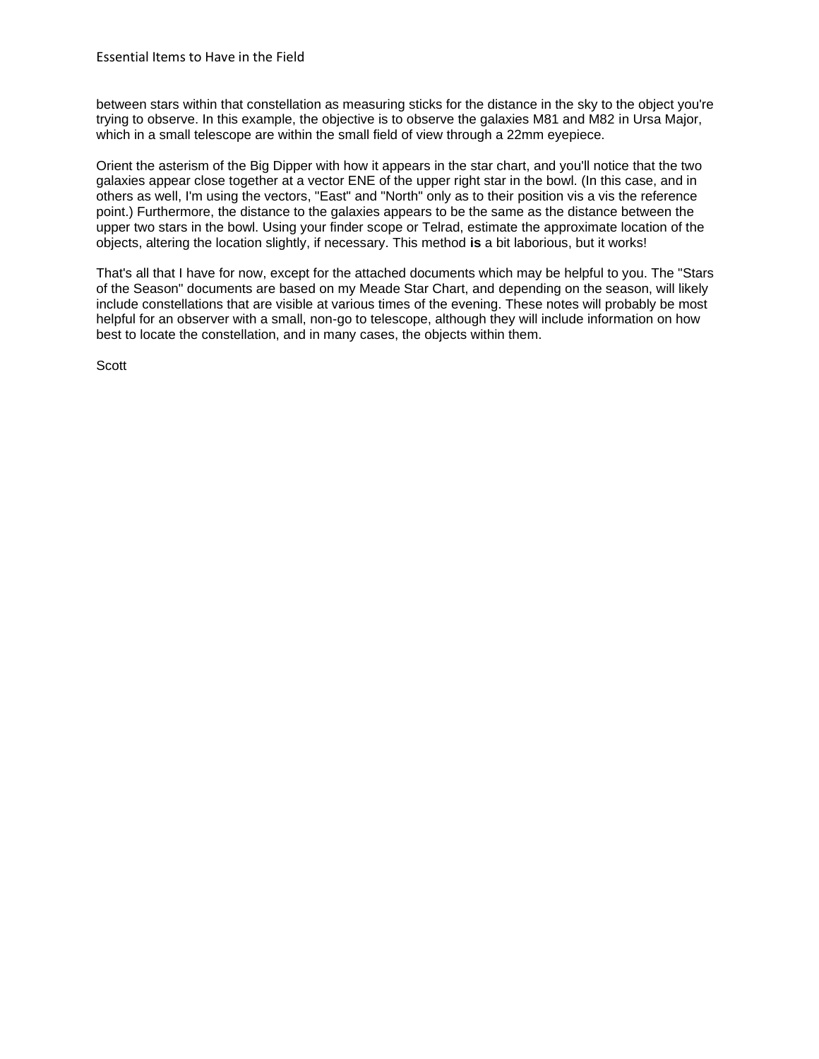between stars within that constellation as measuring sticks for the distance in the sky to the object you're trying to observe. In this example, the objective is to observe the galaxies M81 and M82 in Ursa Major, which in a small telescope are within the small field of view through a 22mm eyepiece.

Orient the asterism of the Big Dipper with how it appears in the star chart, and you'll notice that the two galaxies appear close together at a vector ENE of the upper right star in the bowl. (In this case, and in others as well, I'm using the vectors, "East" and "North" only as to their position vis a vis the reference point.) Furthermore, the distance to the galaxies appears to be the same as the distance between the upper two stars in the bowl. Using your finder scope or Telrad, estimate the approximate location of the objects, altering the location slightly, if necessary. This method **is** a bit laborious, but it works!

That's all that I have for now, except for the attached documents which may be helpful to you. The "Stars of the Season" documents are based on my Meade Star Chart, and depending on the season, will likely include constellations that are visible at various times of the evening. These notes will probably be most helpful for an observer with a small, non-go to telescope, although they will include information on how best to locate the constellation, and in many cases, the objects within them.

Scott